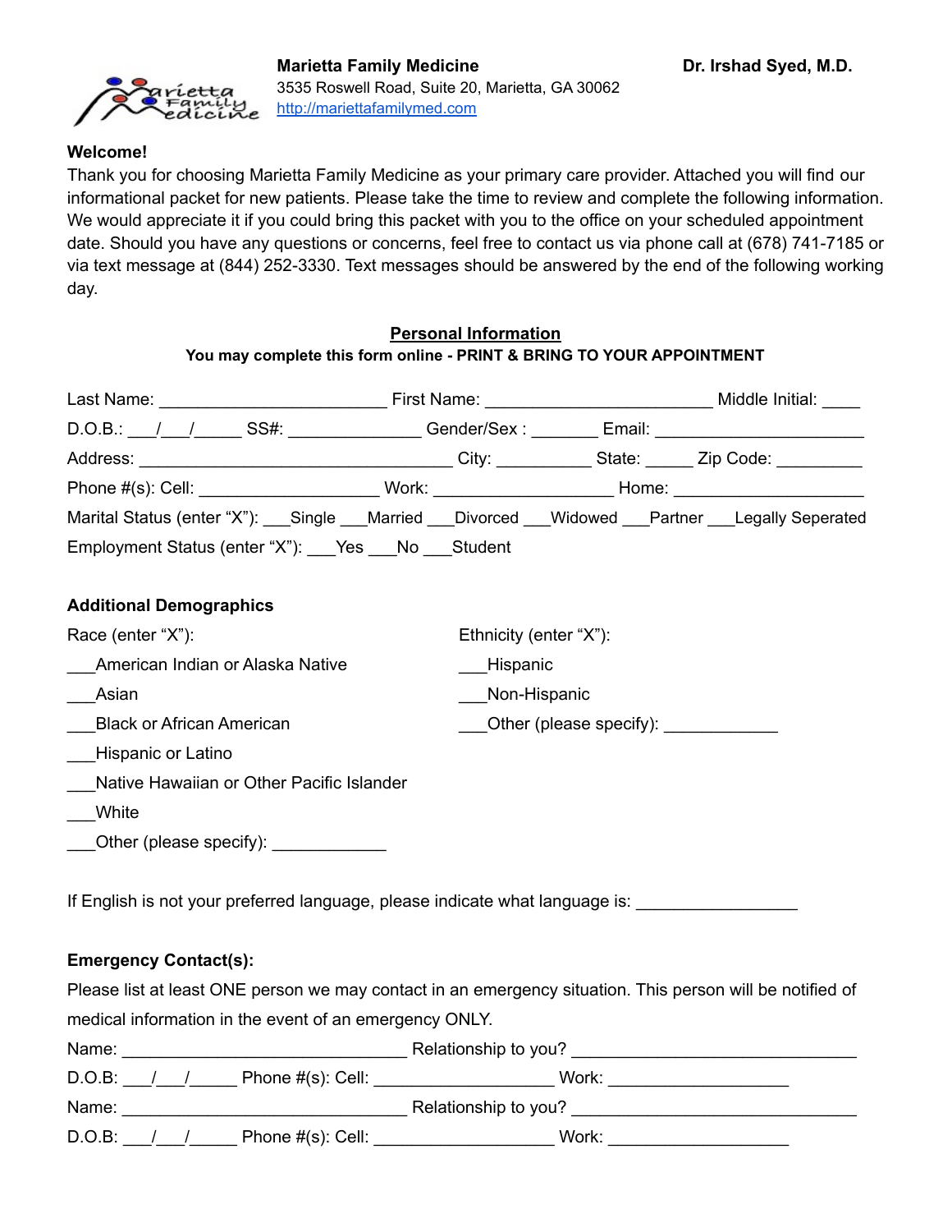**Marietta Family Medicine** **Dr. Irshad Syed, M.D.**
3535 Roswell Road, Suite 20, Marietta, GA 30062
http://mariettafamilymed.com

**Welcome!**

Thank you for choosing Marietta Family Medicine as your primary care provider. Attached you will find our informational packet for new patients. Please take the time to review and complete the following information. We would appreciate it if you could bring this packet with you to the office on your scheduled appointment date. Should you have any questions or concerns, feel free to contact us via phone call at (678) 741-7185 or via text message at (844) 252-3330. Text messages should be answered by the end of the following working day.

## Personal Information

**You may complete this form online - PRINT & BRING TO YOUR APPOINTMENT**

Last Name: ________________________ First Name: ________________________ Middle Initial: ____

D.O.B.: ___/___/_____ SS#: ______________ Gender/Sex : _______ Email: ______________________

Address: _________________________________ City: __________ State: _____ Zip Code: _________

Phone #(s): Cell: ___________________ Work: ___________________ Home: ____________________

Marital Status (enter "X"): ___Single ___Married ___Divorced ___Widowed ___Partner ___Legally Seperated

Employment Status (enter "X"): ___Yes ___No ___Student

### Additional Demographics

Race (enter "X"):

___American Indian or Alaska Native

___Asian

___Black or African American

___Hispanic or Latino

___Native Hawaiian or Other Pacific Islander

___White

___Other (please specify): ____________

Ethnicity (enter "X"):

___Hispanic

___Non-Hispanic

___Other (please specify): ____________

If English is not your preferred language, please indicate what language is: _________________

### Emergency Contact(s):

Please list at least ONE person we may contact in an emergency situation. This person will be notified of medical information in the event of an emergency ONLY.

Name: ______________________________ Relationship to you? ______________________________

D.O.B: ___/___/_____ Phone #(s): Cell: ___________________ Work: ___________________

Name: ______________________________ Relationship to you? ______________________________

D.O.B: ___/___/_____ Phone #(s): Cell: ___________________ Work: ___________________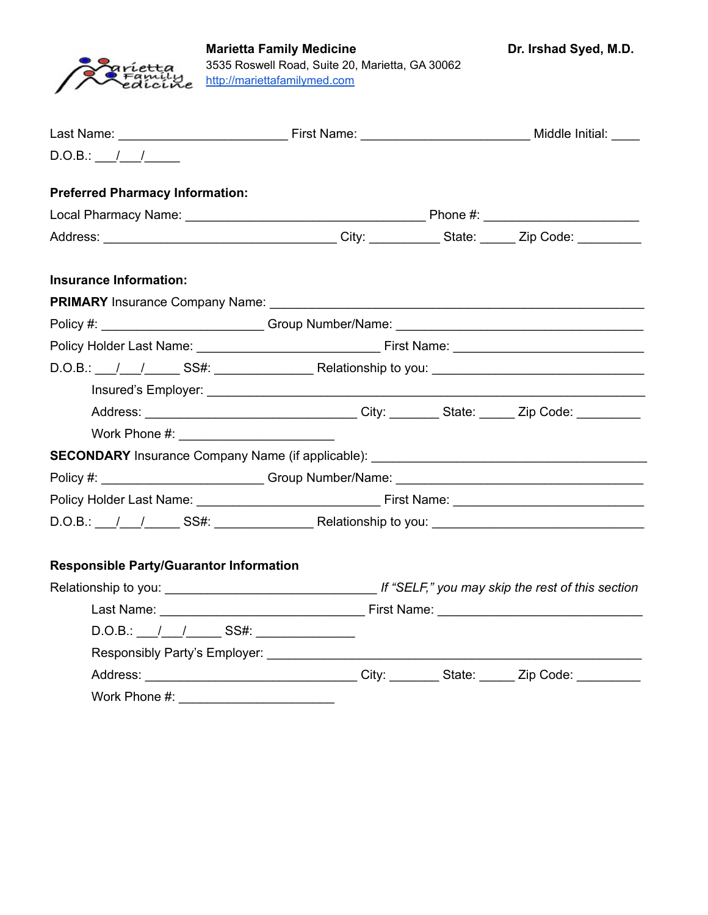**Marietta Family Medicine** **Dr. Irshad Syed, M.D.**

3535 Roswell Road, Suite 20, Marietta, GA 30062

http://mariettafamilymed.com

Last Name: ________________________ First Name: ________________________ Middle Initial: ____

D.O.B.: ___/___/_____

**Preferred Pharmacy Information:**

Local Pharmacy Name: __________________________________ Phone #: ______________________

Address: _________________________________ City: __________ State: _____ Zip Code: _________

**Insurance Information:**

**PRIMARY** Insurance Company Name: _____________________________________________________

Policy #: _______________________ Group Number/Name: ___________________________________

Policy Holder Last Name: __________________________ First Name: ___________________________

D.O.B.: ___/___/_____ SS#: ______________ Relationship to you: ______________________________

Insured's Employer: _______________________________________________________________

Address: ______________________________ City: _______ State: _____ Zip Code: _________

Work Phone #: ______________________

**SECONDARY** Insurance Company Name (if applicable): ____________________________________

Policy #: _______________________ Group Number/Name: ___________________________________

Policy Holder Last Name: __________________________ First Name: ___________________________

D.O.B.: ___/___/_____ SS#: ______________ Relationship to you: ______________________________

**Responsible Party/Guarantor Information**

Relationship to you: ______________________________ *If "SELF," you may skip the rest of this section*

Last Name: _____________________________ First Name: _____________________________

D.O.B.: ___/___/_____ SS#: ______________

Responsibly Party's Employer: _____________________________________________________

Address: ______________________________ City: _______ State: _____ Zip Code: _________

Work Phone #: ______________________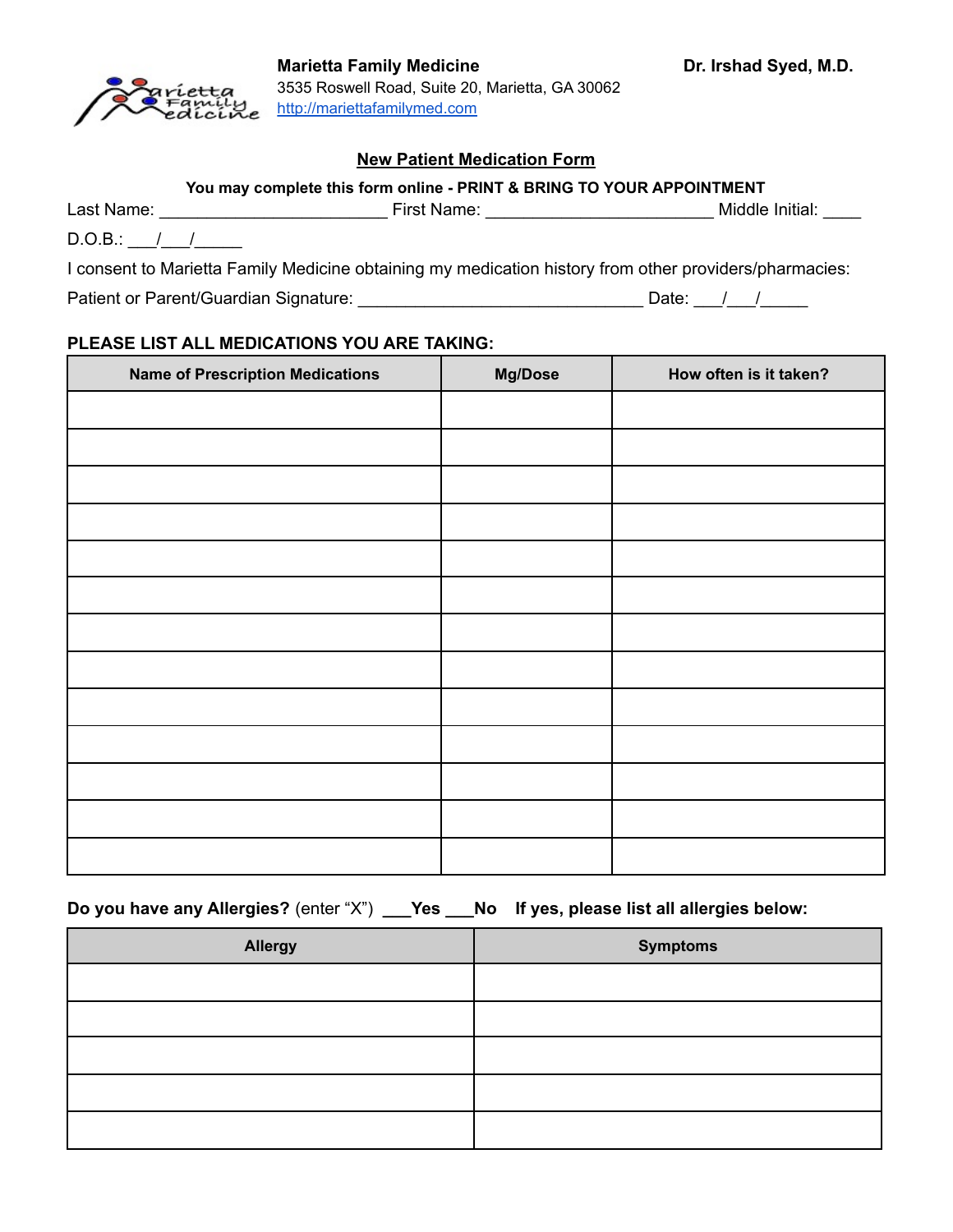**Marietta Family Medicine** **Dr. Irshad Syed, M.D.**
3535 Roswell Road, Suite 20, Marietta, GA 30062
http://mariettafamilymed.com

## New Patient Medication Form

**You may complete this form online - PRINT & BRING TO YOUR APPOINTMENT**

Last Name: ________________________ First Name: ________________________ Middle Initial: ____

D.O.B.: ___/___/_____

I consent to Marietta Family Medicine obtaining my medication history from other providers/pharmacies:

Patient or Parent/Guardian Signature: ______________________________ Date: ___/___/_____

**PLEASE LIST ALL MEDICATIONS YOU ARE TAKING:**

| Name of Prescription Medications | Mg/Dose | How often is it taken? |
|---|---|---|
| | | |
| | | |
| | | |
| | | |
| | | |
| | | |
| | | |
| | | |
| | | |
| | | |
| | | |
| | | |
| | | |

**Do you have any Allergies?** (enter "X") **___Yes ___No If yes, please list all allergies below:**

| Allergy | Symptoms |
|---|---|
| | |
| | |
| | |
| | |
| | |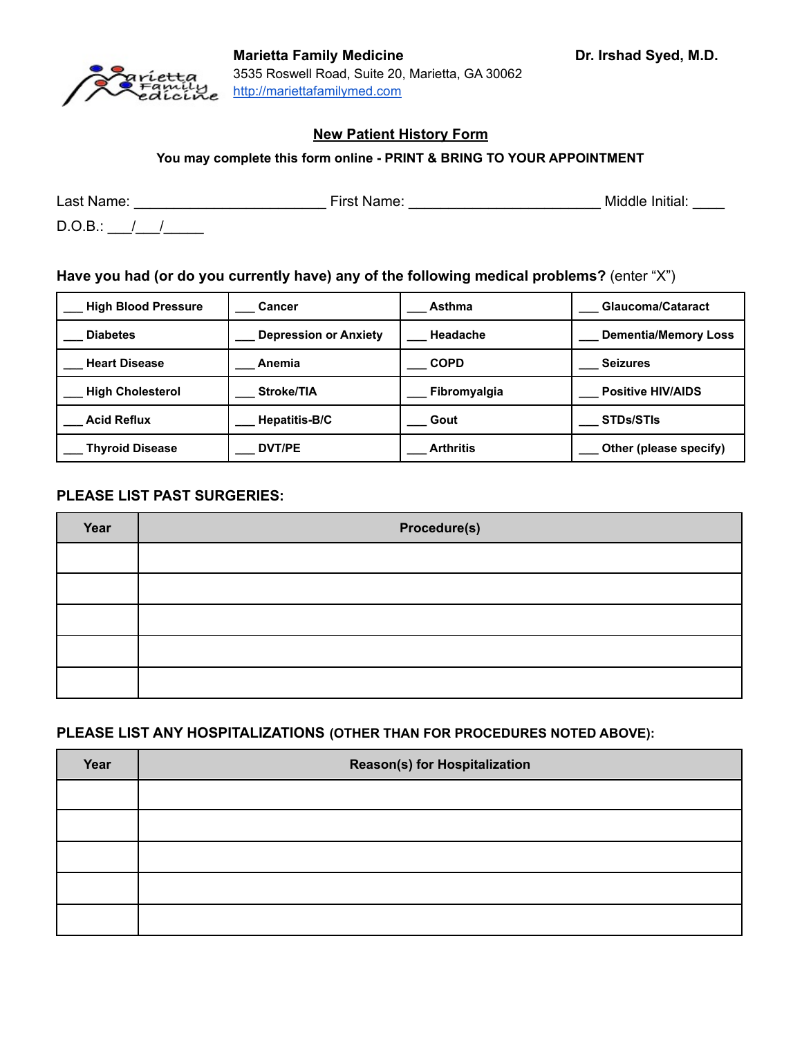**Marietta Family Medicine** **Dr. Irshad Syed, M.D.**
3535 Roswell Road, Suite 20, Marietta, GA 30062
http://mariettafamilymed.com

## New Patient History Form

**You may complete this form online - PRINT & BRING TO YOUR APPOINTMENT**

Last Name: ________________________ First Name: ________________________ Middle Initial: ____

D.O.B.: ___/___/_____

**Have you had (or do you currently have) any of the following medical problems?** (enter "X")

| | | | |
|---|---|---|---|
| ___ **High Blood Pressure** | ___ **Cancer** | ___ **Asthma** | ___ **Glaucoma/Cataract** |
| ___ **Diabetes** | ___ **Depression or Anxiety** | ___ **Headache** | ___ **Dementia/Memory Loss** |
| ___ **Heart Disease** | ___ **Anemia** | ___ **COPD** | ___ **Seizures** |
| ___ **High Cholesterol** | ___ **Stroke/TIA** | ___ **Fibromyalgia** | ___ **Positive HIV/AIDS** |
| ___ **Acid Reflux** | ___ **Hepatitis-B/C** | ___ **Gout** | ___ **STDs/STIs** |
| ___ **Thyroid Disease** | ___ **DVT/PE** | ___ **Arthritis** | ___ **Other (please specify)** |

**PLEASE LIST PAST SURGERIES:**

| Year | Procedure(s) |
|---|---|
| | |
| | |
| | |
| | |
| | |

**PLEASE LIST ANY HOSPITALIZATIONS (OTHER THAN FOR PROCEDURES NOTED ABOVE):**

| Year | Reason(s) for Hospitalization |
|---|---|
| | |
| | |
| | |
| | |
| | |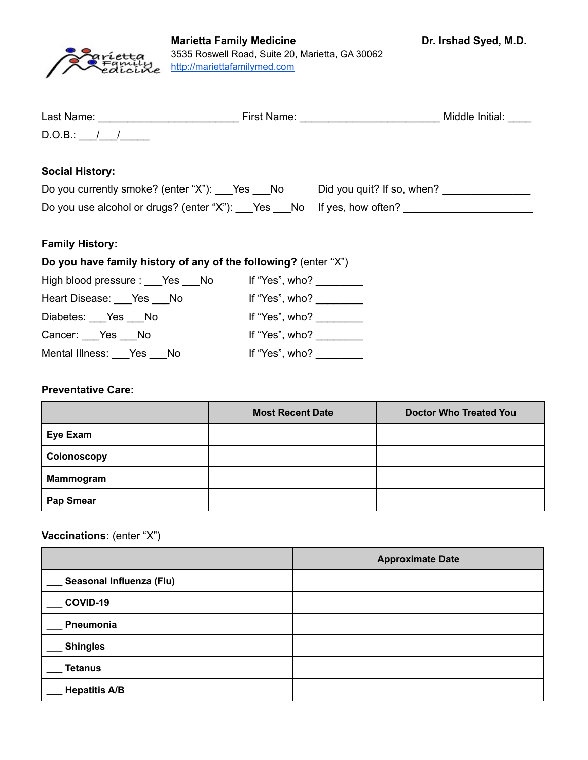**Marietta Family Medicine** **Dr. Irshad Syed, M.D.**

3535 Roswell Road, Suite 20, Marietta, GA 30062

http://mariettafamilymed.com

Last Name: ________________________ First Name: ________________________ Middle Initial: ____

D.O.B.: ___/___/_____

**Social History:**

Do you currently smoke? (enter "X"): ___Yes ___No Did you quit? If so, when? _______________

Do you use alcohol or drugs? (enter "X"): ___Yes ___No If yes, how often? ______________________

**Family History:**

**Do you have family history of any of the following?** (enter "X")

High blood pressure : ___Yes ___No If "Yes", who? ________

Heart Disease: ___Yes ___No If "Yes", who? ________

Diabetes: ___Yes ___No If "Yes", who? ________

Cancer: ___Yes ___No If "Yes", who? ________

Mental Illness: ___Yes ___No If "Yes", who? ________

**Preventative Care:**

| | Most Recent Date | Doctor Who Treated You |
|---|---|---|
| **Eye Exam** | | |
| **Colonoscopy** | | |
| **Mammogram** | | |
| **Pap Smear** | | |

**Vaccinations:** (enter "X")

| | Approximate Date |
|---|---|
| ___ **Seasonal Influenza (Flu)** | |
| ___ **COVID-19** | |
| ___ **Pneumonia** | |
| ___ **Shingles** | |
| ___ **Tetanus** | |
| ___ **Hepatitis A/B** | |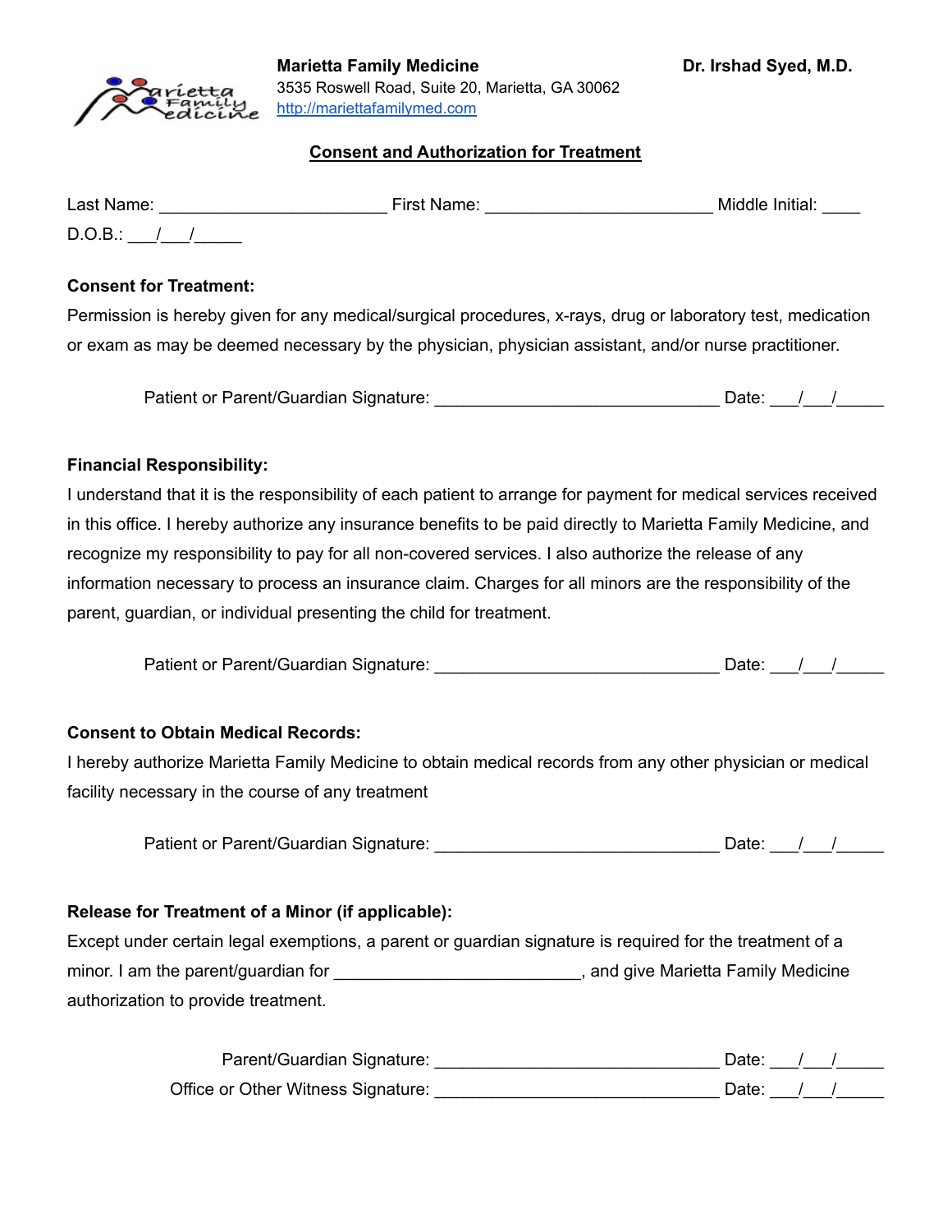**Marietta Family Medicine** **Dr. Irshad Syed, M.D.**

3535 Roswell Road, Suite 20, Marietta, GA 30062

http://mariettafamilymed.com

## Consent and Authorization for Treatment

Last Name: ______________________ First Name: ______________________ Middle Initial: ____

D.O.B.: ___/___/_____

**Consent for Treatment:**

Permission is hereby given for any medical/surgical procedures, x-rays, drug or laboratory test, medication or exam as may be deemed necessary by the physician, physician assistant, and/or nurse practitioner.

Patient or Parent/Guardian Signature: ____________________________ Date: ___/___/_____

**Financial Responsibility:**

I understand that it is the responsibility of each patient to arrange for payment for medical services received in this office. I hereby authorize any insurance benefits to be paid directly to Marietta Family Medicine, and recognize my responsibility to pay for all non-covered services. I also authorize the release of any information necessary to process an insurance claim. Charges for all minors are the responsibility of the parent, guardian, or individual presenting the child for treatment.

Patient or Parent/Guardian Signature: ____________________________ Date: ___/___/_____

**Consent to Obtain Medical Records:**

I hereby authorize Marietta Family Medicine to obtain medical records from any other physician or medical facility necessary in the course of any treatment

Patient or Parent/Guardian Signature: ____________________________ Date: ___/___/_____

**Release for Treatment of a Minor (if applicable):**

Except under certain legal exemptions, a parent or guardian signature is required for the treatment of a minor. I am the parent/guardian for ________________________, and give Marietta Family Medicine authorization to provide treatment.

Parent/Guardian Signature: ____________________________ Date: ___/___/_____

Office or Other Witness Signature: ____________________________ Date: ___/___/_____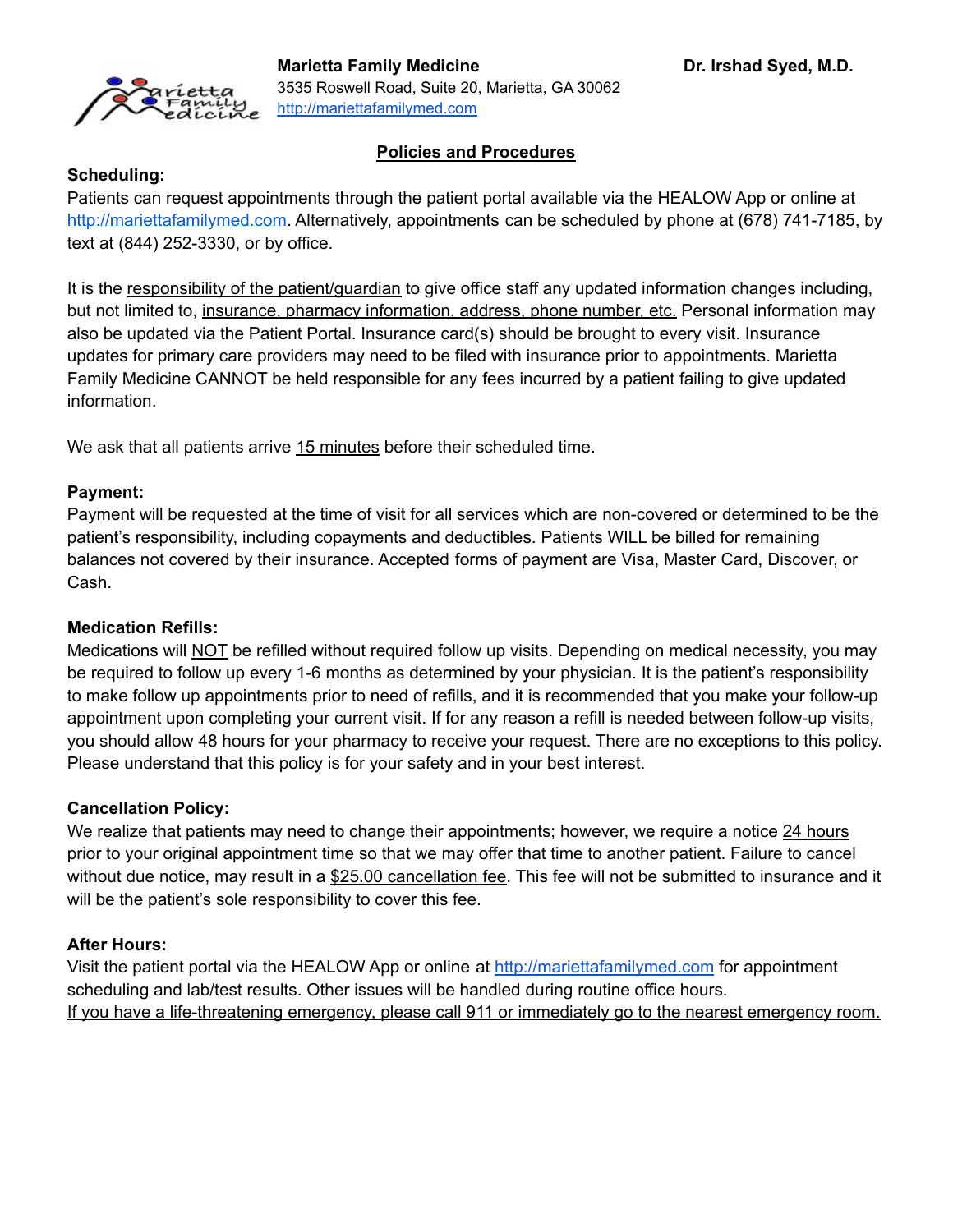**Marietta Family Medicine** **Dr. Irshad Syed, M.D.**
3535 Roswell Road, Suite 20, Marietta, GA 30062
http://mariettafamilymed.com

## Policies and Procedures

**Scheduling:**
Patients can request appointments through the patient portal available via the HEALOW App or online at http://mariettafamilymed.com. Alternatively, appointments can be scheduled by phone at (678) 741-7185, by text at (844) 252-3330, or by office.

It is the responsibility of the patient/guardian to give office staff any updated information changes including, but not limited to, insurance, pharmacy information, address, phone number, etc. Personal information may also be updated via the Patient Portal. Insurance card(s) should be brought to every visit. Insurance updates for primary care providers may need to be filed with insurance prior to appointments. Marietta Family Medicine CANNOT be held responsible for any fees incurred by a patient failing to give updated information.

We ask that all patients arrive 15 minutes before their scheduled time.

**Payment:**
Payment will be requested at the time of visit for all services which are non-covered or determined to be the patient's responsibility, including copayments and deductibles. Patients WILL be billed for remaining balances not covered by their insurance. Accepted forms of payment are Visa, Master Card, Discover, or Cash.

**Medication Refills:**
Medications will NOT be refilled without required follow up visits. Depending on medical necessity, you may be required to follow up every 1-6 months as determined by your physician. It is the patient's responsibility to make follow up appointments prior to need of refills, and it is recommended that you make your follow-up appointment upon completing your current visit. If for any reason a refill is needed between follow-up visits, you should allow 48 hours for your pharmacy to receive your request. There are no exceptions to this policy. Please understand that this policy is for your safety and in your best interest.

**Cancellation Policy:**
We realize that patients may need to change their appointments; however, we require a notice 24 hours prior to your original appointment time so that we may offer that time to another patient. Failure to cancel without due notice, may result in a $25.00 cancellation fee. This fee will not be submitted to insurance and it will be the patient's sole responsibility to cover this fee.

**After Hours:**
Visit the patient portal via the HEALOW App or online at http://mariettafamilymed.com for appointment scheduling and lab/test results. Other issues will be handled during routine office hours.
If you have a life-threatening emergency, please call 911 or immediately go to the nearest emergency room.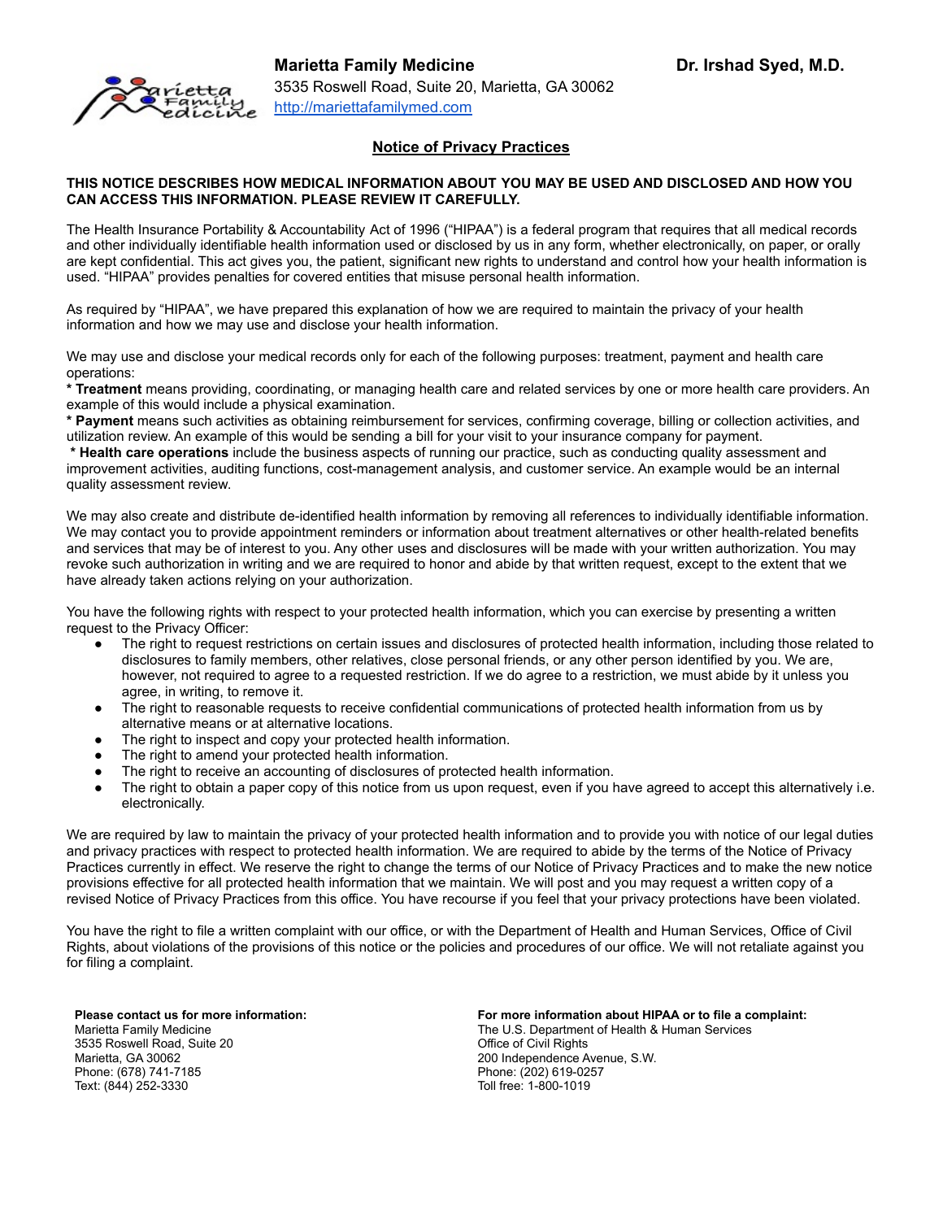**Marietta Family Medicine** **Dr. Irshad Syed, M.D.**

3535 Roswell Road, Suite 20, Marietta, GA 30062

http://mariettafamilymed.com

## Notice of Privacy Practices

**THIS NOTICE DESCRIBES HOW MEDICAL INFORMATION ABOUT YOU MAY BE USED AND DISCLOSED AND HOW YOU CAN ACCESS THIS INFORMATION. PLEASE REVIEW IT CAREFULLY.**

The Health Insurance Portability & Accountability Act of 1996 ("HIPAA") is a federal program that requires that all medical records and other individually identifiable health information used or disclosed by us in any form, whether electronically, on paper, or orally are kept confidential. This act gives you, the patient, significant new rights to understand and control how your health information is used. "HIPAA" provides penalties for covered entities that misuse personal health information.

As required by "HIPAA", we have prepared this explanation of how we are required to maintain the privacy of your health information and how we may use and disclose your health information.

We may use and disclose your medical records only for each of the following purposes: treatment, payment and health care operations:

* **Treatment** means providing, coordinating, or managing health care and related services by one or more health care providers. An example of this would include a physical examination.

* **Payment** means such activities as obtaining reimbursement for services, confirming coverage, billing or collection activities, and utilization review. An example of this would be sending a bill for your visit to your insurance company for payment.

* **Health care operations** include the business aspects of running our practice, such as conducting quality assessment and improvement activities, auditing functions, cost-management analysis, and customer service. An example would be an internal quality assessment review.

We may also create and distribute de-identified health information by removing all references to individually identifiable information. We may contact you to provide appointment reminders or information about treatment alternatives or other health-related benefits and services that may be of interest to you. Any other uses and disclosures will be made with your written authorization. You may revoke such authorization in writing and we are required to honor and abide by that written request, except to the extent that we have already taken actions relying on your authorization.

You have the following rights with respect to your protected health information, which you can exercise by presenting a written request to the Privacy Officer:

- The right to request restrictions on certain issues and disclosures of protected health information, including those related to disclosures to family members, other relatives, close personal friends, or any other person identified by you. We are, however, not required to agree to a requested restriction. If we do agree to a restriction, we must abide by it unless you agree, in writing, to remove it.
- The right to reasonable requests to receive confidential communications of protected health information from us by alternative means or at alternative locations.
- The right to inspect and copy your protected health information.
- The right to amend your protected health information.
- The right to receive an accounting of disclosures of protected health information.
- The right to obtain a paper copy of this notice from us upon request, even if you have agreed to accept this alternatively i.e. electronically.

We are required by law to maintain the privacy of your protected health information and to provide you with notice of our legal duties and privacy practices with respect to protected health information. We are required to abide by the terms of the Notice of Privacy Practices currently in effect. We reserve the right to change the terms of our Notice of Privacy Practices and to make the new notice provisions effective for all protected health information that we maintain. We will post and you may request a written copy of a revised Notice of Privacy Practices from this office. You have recourse if you feel that your privacy protections have been violated.

You have the right to file a written complaint with our office, or with the Department of Health and Human Services, Office of Civil Rights, about violations of the provisions of this notice or the policies and procedures of our office. We will not retaliate against you for filing a complaint.

**Please contact us for more information:**
Marietta Family Medicine
3535 Roswell Road, Suite 20
Marietta, GA 30062
Phone: (678) 741-7185
Text: (844) 252-3330

**For more information about HIPAA or to file a complaint:**
The U.S. Department of Health & Human Services
Office of Civil Rights
200 Independence Avenue, S.W.
Phone: (202) 619-0257
Toll free: 1-800-1019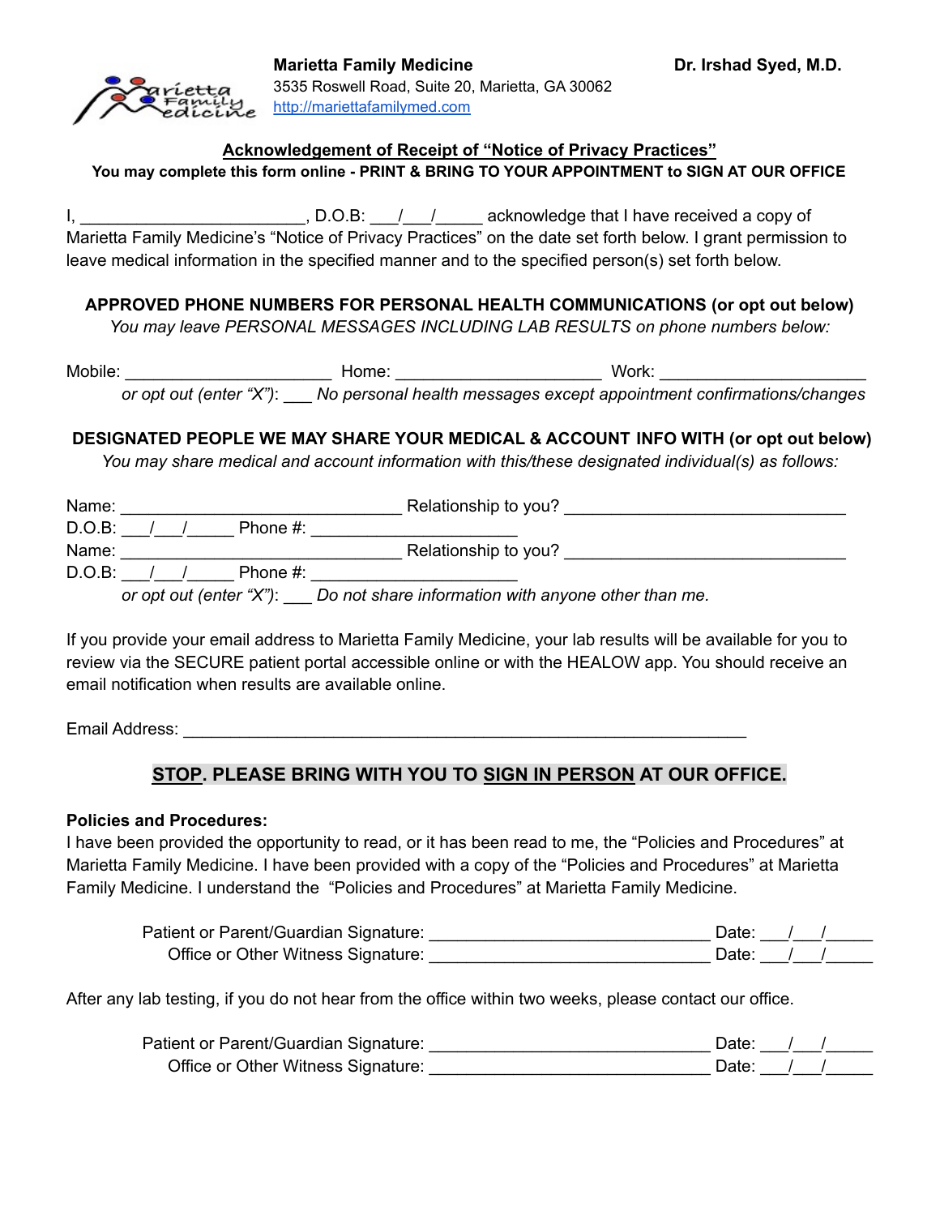**Marietta Family Medicine** **Dr. Irshad Syed, M.D.**
3535 Roswell Road, Suite 20, Marietta, GA 30062
http://mariettafamilymed.com

**Acknowledgement of Receipt of "Notice of Privacy Practices"**

**You may complete this form online - PRINT & BRING TO YOUR APPOINTMENT to SIGN AT OUR OFFICE**

I, _______________________, D.O.B: ___/___/_____ acknowledge that I have received a copy of Marietta Family Medicine's "Notice of Privacy Practices" on the date set forth below. I grant permission to leave medical information in the specified manner and to the specified person(s) set forth below.

**APPROVED PHONE NUMBERS FOR PERSONAL HEALTH COMMUNICATIONS (or opt out below)**

*You may leave PERSONAL MESSAGES INCLUDING LAB RESULTS on phone numbers below:*

Mobile: _____________________ Home: _____________________ Work: _____________________

*or opt out (enter "X")*: ___ *No personal health messages except appointment confirmations/changes*

**DESIGNATED PEOPLE WE MAY SHARE YOUR MEDICAL & ACCOUNT INFO WITH (or opt out below)**

*You may share medical and account information with this/these designated individual(s) as follows:*

Name: ____________________________ Relationship to you? ____________________________
D.O.B: ___/___/_____ Phone #: _____________________
Name: ____________________________ Relationship to you? ____________________________
D.O.B: ___/___/_____ Phone #: _____________________

*or opt out (enter "X")*: ___ *Do not share information with anyone other than me.*

If you provide your email address to Marietta Family Medicine, your lab results will be available for you to review via the SECURE patient portal accessible online or with the HEALOW app. You should receive an email notification when results are available online.

Email Address: ____________________________________________________________

**STOP. PLEASE BRING WITH YOU TO SIGN IN PERSON AT OUR OFFICE.**

**Policies and Procedures:**

I have been provided the opportunity to read, or it has been read to me, the "Policies and Procedures" at Marietta Family Medicine. I have been provided with a copy of the "Policies and Procedures" at Marietta Family Medicine. I understand the "Policies and Procedures" at Marietta Family Medicine.

Patient or Parent/Guardian Signature: ____________________________ Date: ___/___/_____
Office or Other Witness Signature: ____________________________ Date: ___/___/_____

After any lab testing, if you do not hear from the office within two weeks, please contact our office.

Patient or Parent/Guardian Signature: ____________________________ Date: ___/___/_____
Office or Other Witness Signature: ____________________________ Date: ___/___/_____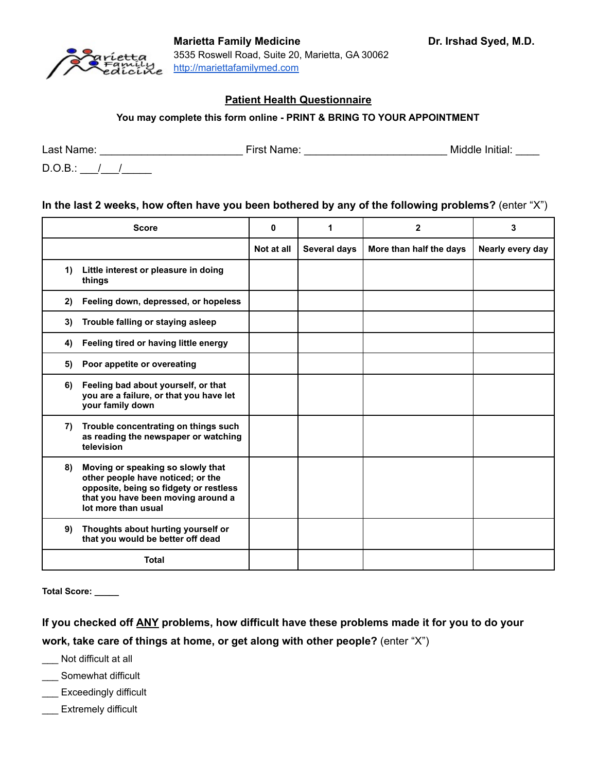**Marietta Family Medicine** **Dr. Irshad Syed, M.D.**
3535 Roswell Road, Suite 20, Marietta, GA 30062
http://mariettafamilymed.com

## Patient Health Questionnaire

**You may complete this form online - PRINT & BRING TO YOUR APPOINTMENT**

Last Name: ________________________ First Name: ________________________ Middle Initial: ____

D.O.B.: ___/___/_____

**In the last 2 weeks, how often have you been bothered by any of the following problems?** (enter "X")

| Score | 0 | 1 | 2 | 3 |
|---|---|---|---|---|
| | Not at all | Several days | More than half the days | Nearly every day |
| 1) Little interest or pleasure in doing things | | | | |
| 2) Feeling down, depressed, or hopeless | | | | |
| 3) Trouble falling or staying asleep | | | | |
| 4) Feeling tired or having little energy | | | | |
| 5) Poor appetite or overeating | | | | |
| 6) Feeling bad about yourself, or that you are a failure, or that you have let your family down | | | | |
| 7) Trouble concentrating on things such as reading the newspaper or watching television | | | | |
| 8) Moving or speaking so slowly that other people have noticed; or the opposite, being so fidgety or restless that you have been moving around a lot more than usual | | | | |
| 9) Thoughts about hurting yourself or that you would be better off dead | | | | |
| Total | | | | |

**Total Score:** _____

**If you checked off ANY problems, how difficult have these problems made it for you to do your work, take care of things at home, or get along with other people?** (enter "X")

___ Not difficult at all
___ Somewhat difficult
___ Exceedingly difficult
___ Extremely difficult